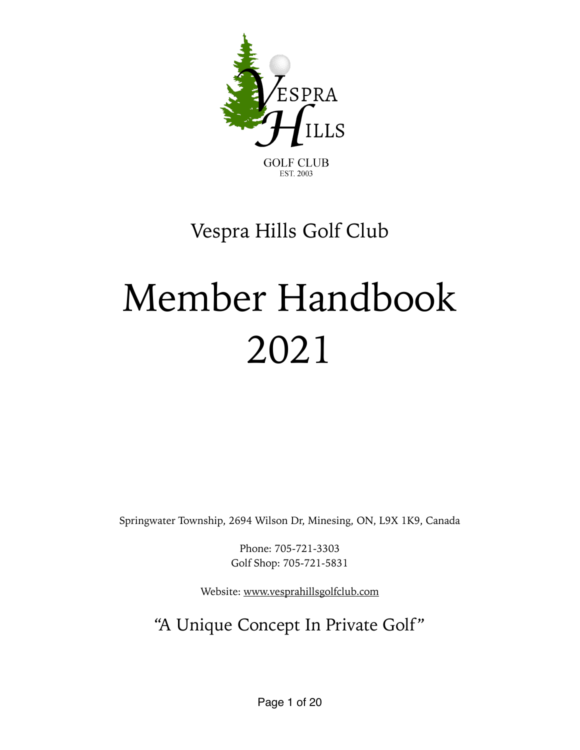VESPRA HILLS

GOLF CLUB
EST. 2003

## Vespra Hills Golf Club

# Member Handbook 2021

Springwater Township, 2694 Wilson Dr, Minesing, ON, L9X 1K9, Canada

Phone: 705-721-3303
Golf Shop: 705-721-5831

Website: www.vesprahillsgolfclub.com

"A Unique Concept In Private Golf"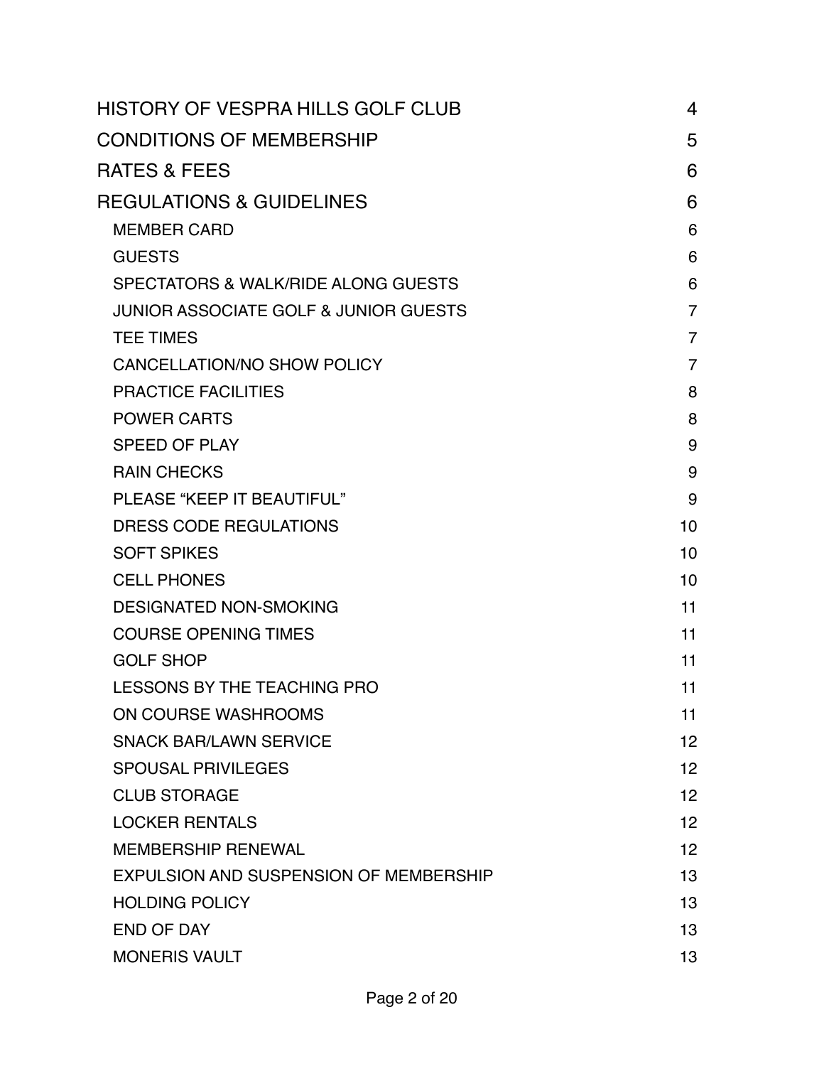| | |
|---|---|
| HISTORY OF VESPRA HILLS GOLF CLUB | 4 |
| CONDITIONS OF MEMBERSHIP | 5 |
| RATES & FEES | 6 |
| REGULATIONS & GUIDELINES | 6 |
| MEMBER CARD | 6 |
| GUESTS | 6 |
| SPECTATORS & WALK/RIDE ALONG GUESTS | 6 |
| JUNIOR ASSOCIATE GOLF & JUNIOR GUESTS | 7 |
| TEE TIMES | 7 |
| CANCELLATION/NO SHOW POLICY | 7 |
| PRACTICE FACILITIES | 8 |
| POWER CARTS | 8 |
| SPEED OF PLAY | 9 |
| RAIN CHECKS | 9 |
| PLEASE "KEEP IT BEAUTIFUL" | 9 |
| DRESS CODE REGULATIONS | 10 |
| SOFT SPIKES | 10 |
| CELL PHONES | 10 |
| DESIGNATED NON-SMOKING | 11 |
| COURSE OPENING TIMES | 11 |
| GOLF SHOP | 11 |
| LESSONS BY THE TEACHING PRO | 11 |
| ON COURSE WASHROOMS | 11 |
| SNACK BAR/LAWN SERVICE | 12 |
| SPOUSAL PRIVILEGES | 12 |
| CLUB STORAGE | 12 |
| LOCKER RENTALS | 12 |
| MEMBERSHIP RENEWAL | 12 |
| EXPULSION AND SUSPENSION OF MEMBERSHIP | 13 |
| HOLDING POLICY | 13 |
| END OF DAY | 13 |
| MONERIS VAULT | 13 |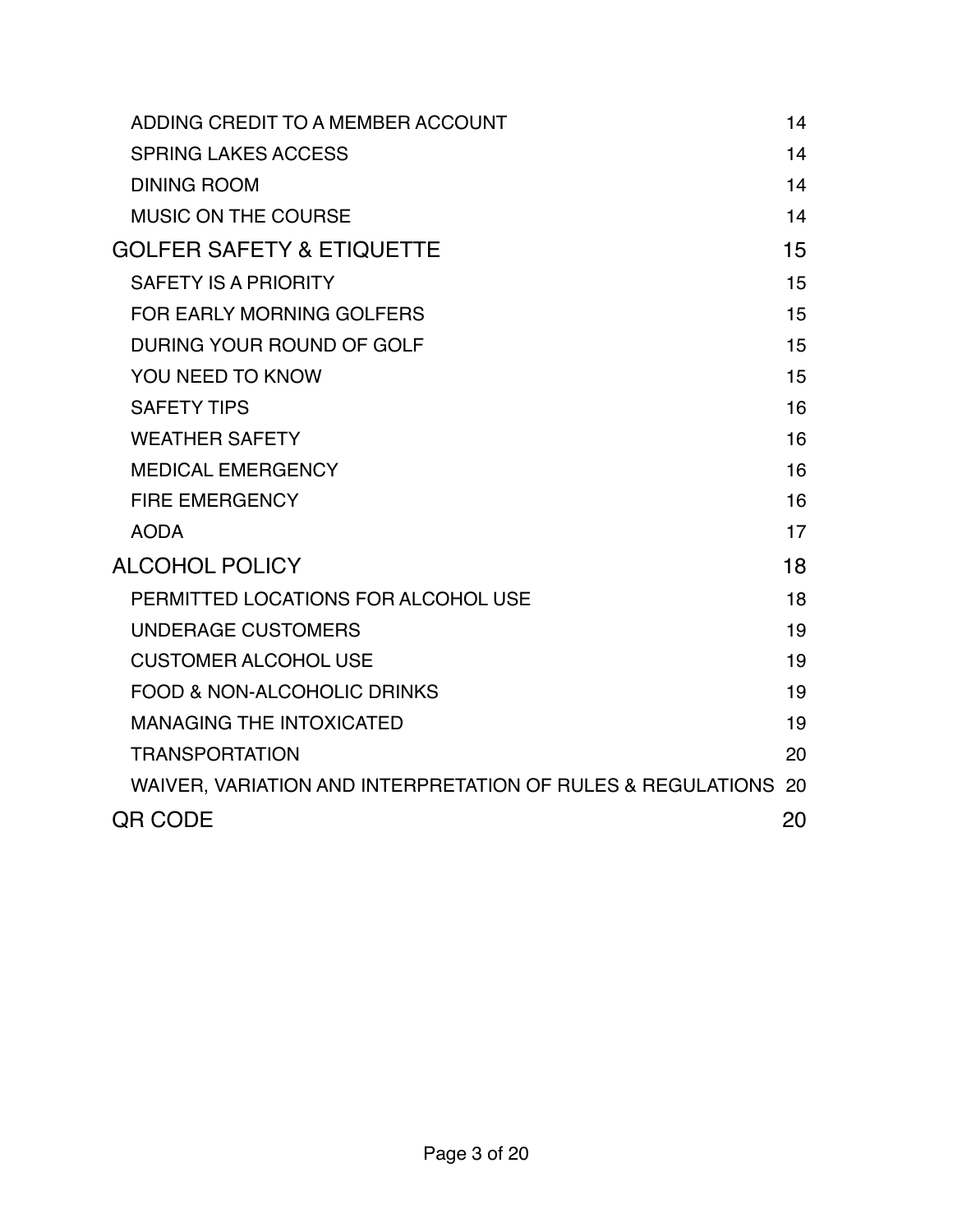| | |
|---|---|
| ADDING CREDIT TO A MEMBER ACCOUNT | 14 |
| SPRING LAKES ACCESS | 14 |
| DINING ROOM | 14 |
| MUSIC ON THE COURSE | 14 |
| **GOLFER SAFETY & ETIQUETTE** | **15** |
| SAFETY IS A PRIORITY | 15 |
| FOR EARLY MORNING GOLFERS | 15 |
| DURING YOUR ROUND OF GOLF | 15 |
| YOU NEED TO KNOW | 15 |
| SAFETY TIPS | 16 |
| WEATHER SAFETY | 16 |
| MEDICAL EMERGENCY | 16 |
| FIRE EMERGENCY | 16 |
| AODA | 17 |
| **ALCOHOL POLICY** | **18** |
| PERMITTED LOCATIONS FOR ALCOHOL USE | 18 |
| UNDERAGE CUSTOMERS | 19 |
| CUSTOMER ALCOHOL USE | 19 |
| FOOD & NON-ALCOHOLIC DRINKS | 19 |
| MANAGING THE INTOXICATED | 19 |
| TRANSPORTATION | 20 |
| WAIVER, VARIATION AND INTERPRETATION OF RULES & REGULATIONS | 20 |
| **QR CODE** | **20** |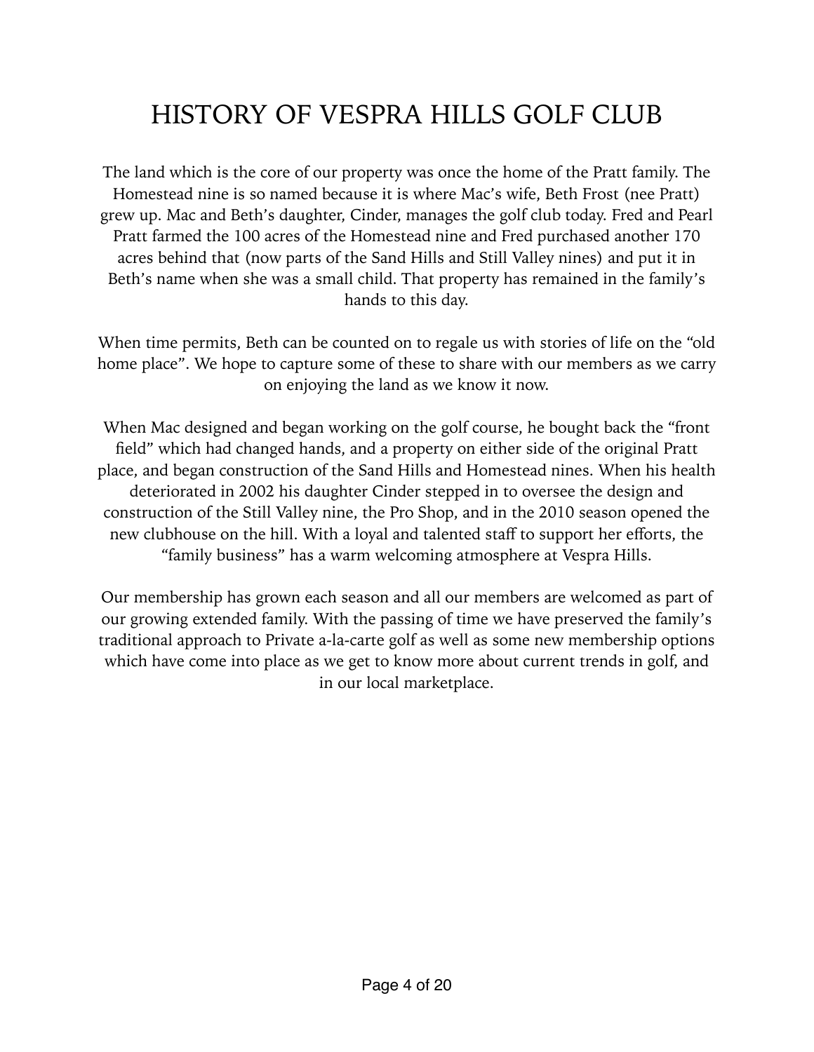# HISTORY OF VESPRA HILLS GOLF CLUB

The land which is the core of our property was once the home of the Pratt family. The Homestead nine is so named because it is where Mac's wife, Beth Frost (nee Pratt) grew up. Mac and Beth's daughter, Cinder, manages the golf club today. Fred and Pearl Pratt farmed the 100 acres of the Homestead nine and Fred purchased another 170 acres behind that (now parts of the Sand Hills and Still Valley nines) and put it in Beth's name when she was a small child. That property has remained in the family's hands to this day.

When time permits, Beth can be counted on to regale us with stories of life on the "old home place". We hope to capture some of these to share with our members as we carry on enjoying the land as we know it now.

When Mac designed and began working on the golf course, he bought back the "front field" which had changed hands, and a property on either side of the original Pratt place, and began construction of the Sand Hills and Homestead nines. When his health deteriorated in 2002 his daughter Cinder stepped in to oversee the design and construction of the Still Valley nine, the Pro Shop, and in the 2010 season opened the new clubhouse on the hill. With a loyal and talented staff to support her efforts, the "family business" has a warm welcoming atmosphere at Vespra Hills.

Our membership has grown each season and all our members are welcomed as part of our growing extended family. With the passing of time we have preserved the family's traditional approach to Private a-la-carte golf as well as some new membership options which have come into place as we get to know more about current trends in golf, and in our local marketplace.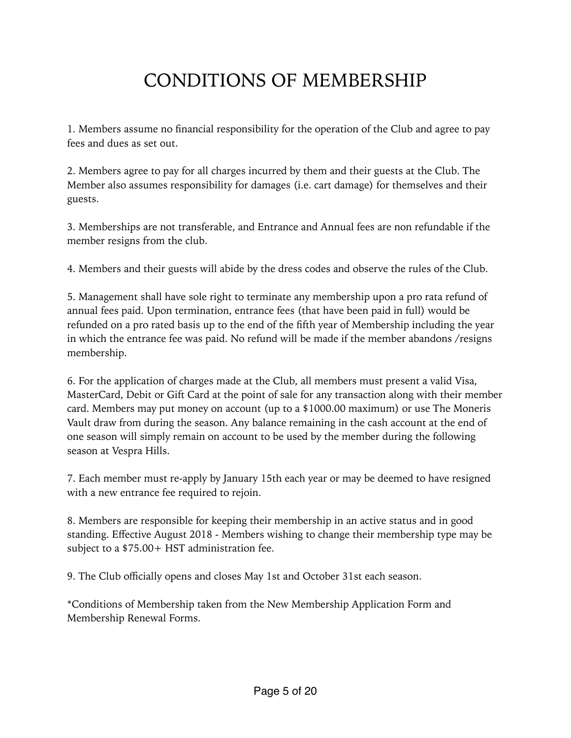# CONDITIONS OF MEMBERSHIP

1. Members assume no financial responsibility for the operation of the Club and agree to pay fees and dues as set out.

2. Members agree to pay for all charges incurred by them and their guests at the Club. The Member also assumes responsibility for damages (i.e. cart damage) for themselves and their guests.

3. Memberships are not transferable, and Entrance and Annual fees are non refundable if the member resigns from the club.

4. Members and their guests will abide by the dress codes and observe the rules of the Club.

5. Management shall have sole right to terminate any membership upon a pro rata refund of annual fees paid. Upon termination, entrance fees (that have been paid in full) would be refunded on a pro rated basis up to the end of the fifth year of Membership including the year in which the entrance fee was paid. No refund will be made if the member abandons /resigns membership.

6. For the application of charges made at the Club, all members must present a valid Visa, MasterCard, Debit or Gift Card at the point of sale for any transaction along with their member card. Members may put money on account (up to a $1000.00 maximum) or use The Moneris Vault draw from during the season. Any balance remaining in the cash account at the end of one season will simply remain on account to be used by the member during the following season at Vespra Hills.

7. Each member must re-apply by January 15th each year or may be deemed to have resigned with a new entrance fee required to rejoin.

8. Members are responsible for keeping their membership in an active status and in good standing. Effective August 2018 - Members wishing to change their membership type may be subject to a $75.00+ HST administration fee.

9. The Club officially opens and closes May 1st and October 31st each season.

*Conditions of Membership taken from the New Membership Application Form and Membership Renewal Forms.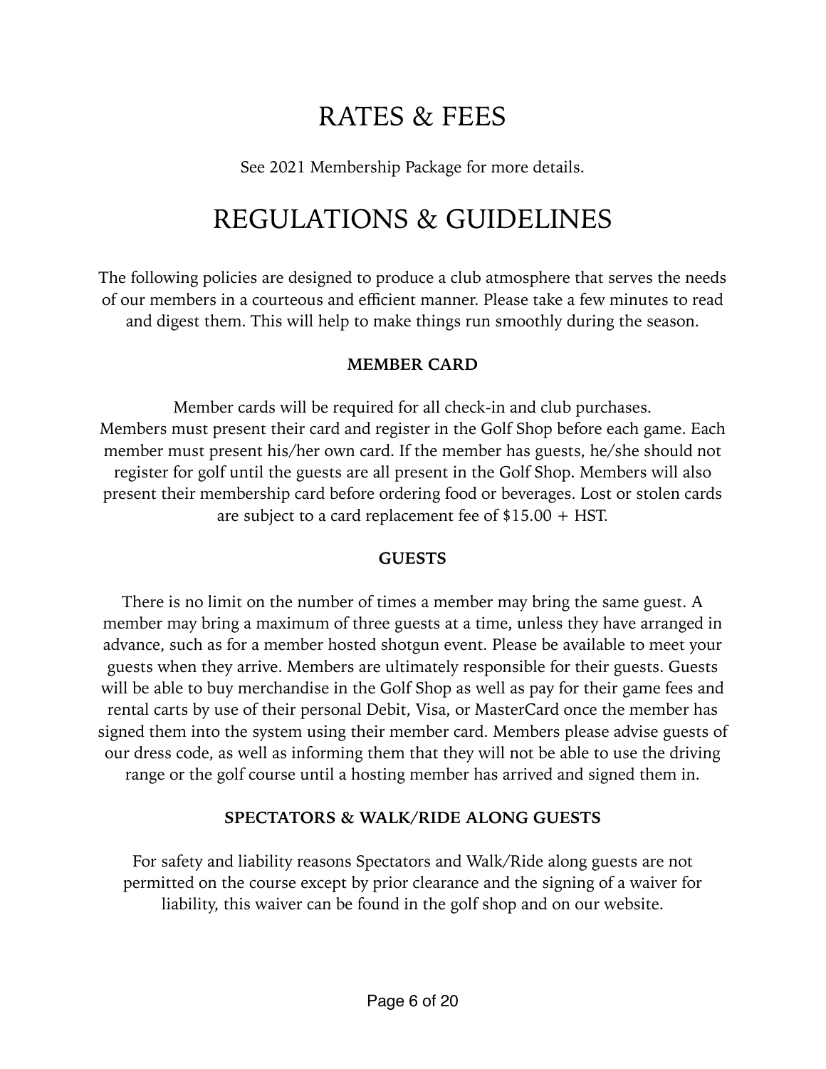# RATES & FEES

See 2021 Membership Package for more details.

# REGULATIONS & GUIDELINES

The following policies are designed to produce a club atmosphere that serves the needs of our members in a courteous and efficient manner. Please take a few minutes to read and digest them. This will help to make things run smoothly during the season.

### MEMBER CARD

Member cards will be required for all check-in and club purchases. Members must present their card and register in the Golf Shop before each game. Each member must present his/her own card. If the member has guests, he/she should not register for golf until the guests are all present in the Golf Shop. Members will also present their membership card before ordering food or beverages. Lost or stolen cards are subject to a card replacement fee of $15.00 + HST.

### GUESTS

There is no limit on the number of times a member may bring the same guest. A member may bring a maximum of three guests at a time, unless they have arranged in advance, such as for a member hosted shotgun event. Please be available to meet your guests when they arrive. Members are ultimately responsible for their guests. Guests will be able to buy merchandise in the Golf Shop as well as pay for their game fees and rental carts by use of their personal Debit, Visa, or MasterCard once the member has signed them into the system using their member card. Members please advise guests of our dress code, as well as informing them that they will not be able to use the driving range or the golf course until a hosting member has arrived and signed them in.

### SPECTATORS & WALK/RIDE ALONG GUESTS

For safety and liability reasons Spectators and Walk/Ride along guests are not permitted on the course except by prior clearance and the signing of a waiver for liability, this waiver can be found in the golf shop and on our website.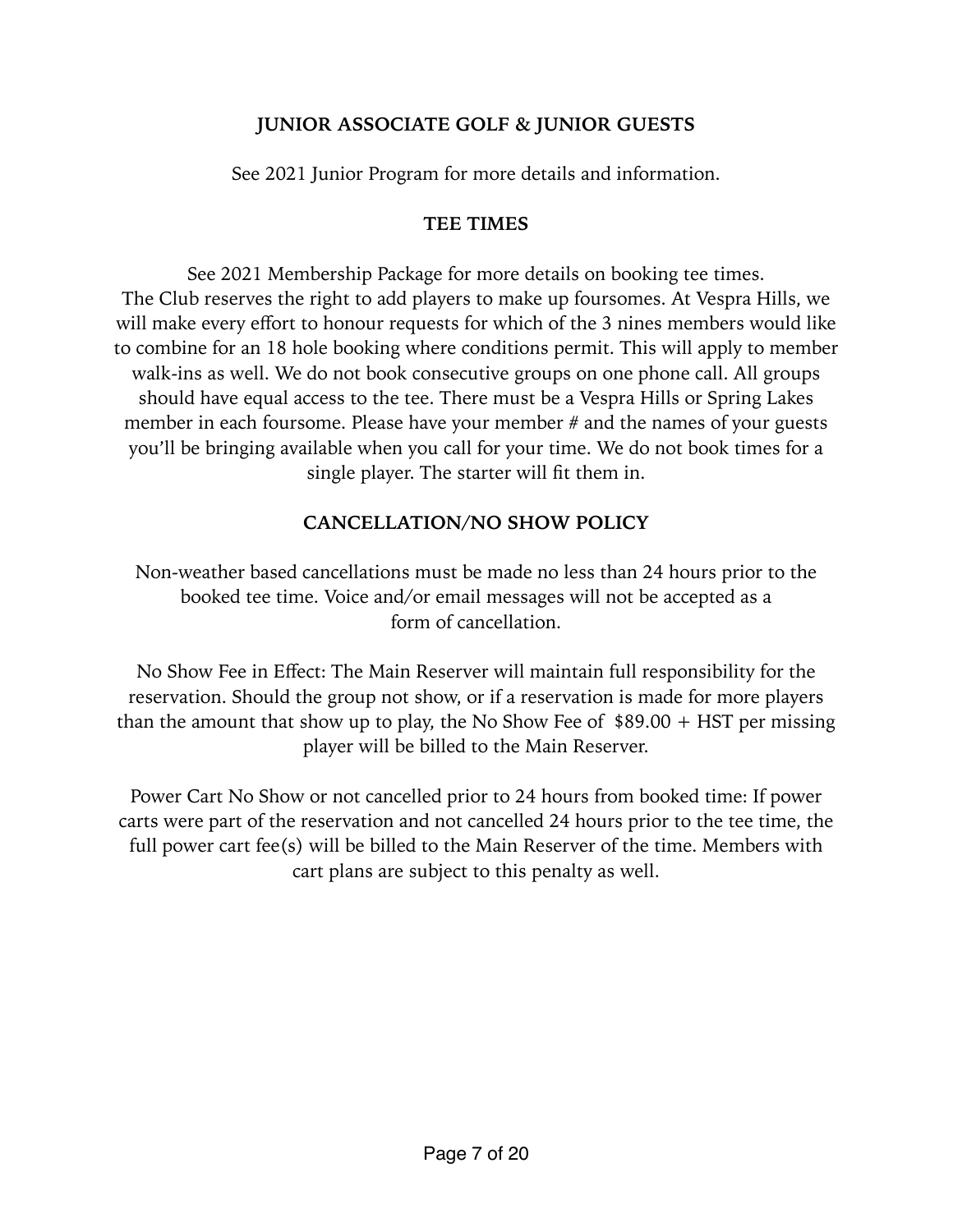## JUNIOR ASSOCIATE GOLF & JUNIOR GUESTS

See 2021 Junior Program for more details and information.

## TEE TIMES

See 2021 Membership Package for more details on booking tee times. The Club reserves the right to add players to make up foursomes. At Vespra Hills, we will make every effort to honour requests for which of the 3 nines members would like to combine for an 18 hole booking where conditions permit. This will apply to member walk-ins as well. We do not book consecutive groups on one phone call. All groups should have equal access to the tee. There must be a Vespra Hills or Spring Lakes member in each foursome. Please have your member # and the names of your guests you'll be bringing available when you call for your time. We do not book times for a single player. The starter will fit them in.

## CANCELLATION/NO SHOW POLICY

Non-weather based cancellations must be made no less than 24 hours prior to the booked tee time. Voice and/or email messages will not be accepted as a form of cancellation.

No Show Fee in Effect: The Main Reserver will maintain full responsibility for the reservation. Should the group not show, or if a reservation is made for more players than the amount that show up to play, the No Show Fee of $89.00 + HST per missing player will be billed to the Main Reserver.

Power Cart No Show or not cancelled prior to 24 hours from booked time: If power carts were part of the reservation and not cancelled 24 hours prior to the tee time, the full power cart fee(s) will be billed to the Main Reserver of the time. Members with cart plans are subject to this penalty as well.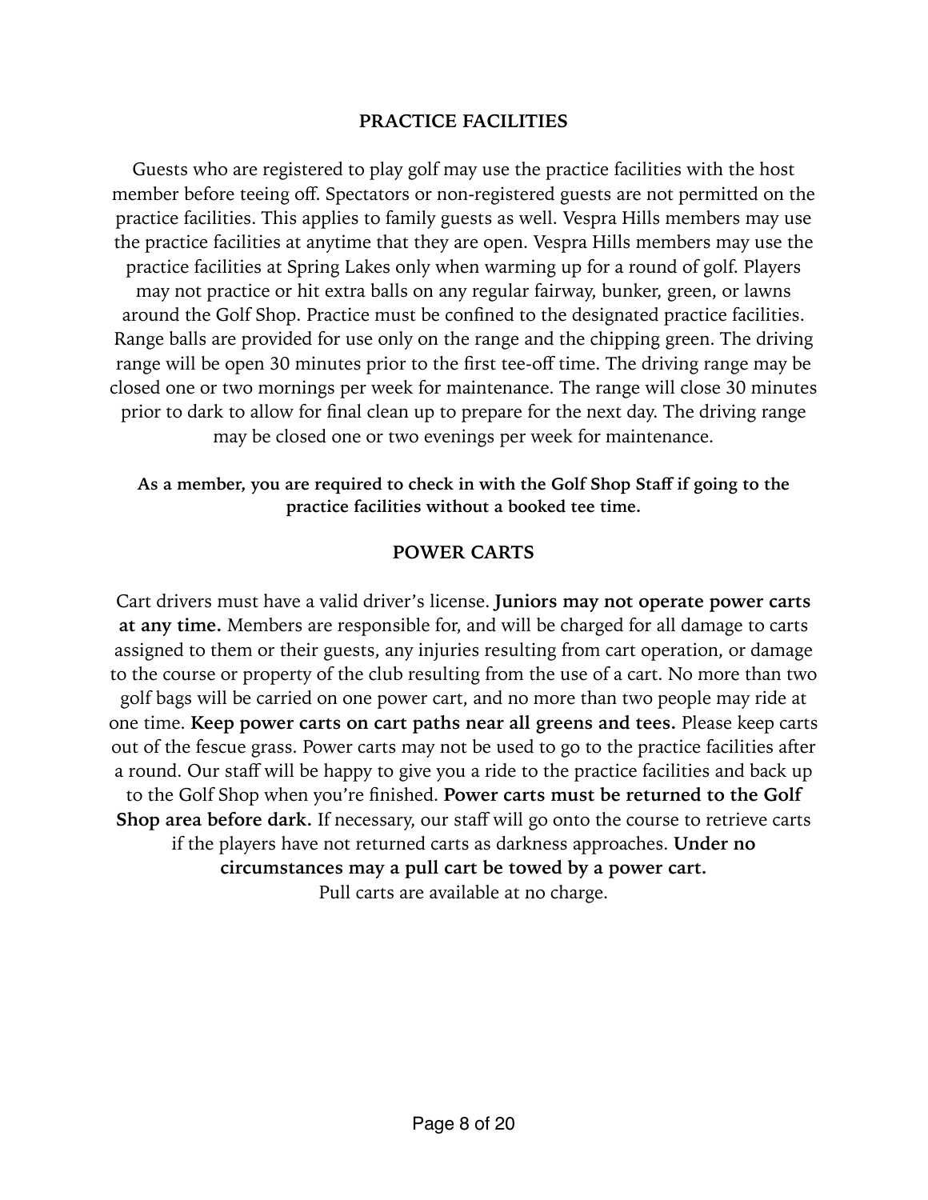## PRACTICE FACILITIES

Guests who are registered to play golf may use the practice facilities with the host member before teeing off. Spectators or non-registered guests are not permitted on the practice facilities. This applies to family guests as well. Vespra Hills members may use the practice facilities at anytime that they are open. Vespra Hills members may use the practice facilities at Spring Lakes only when warming up for a round of golf. Players may not practice or hit extra balls on any regular fairway, bunker, green, or lawns around the Golf Shop. Practice must be confined to the designated practice facilities. Range balls are provided for use only on the range and the chipping green. The driving range will be open 30 minutes prior to the first tee-off time. The driving range may be closed one or two mornings per week for maintenance. The range will close 30 minutes prior to dark to allow for final clean up to prepare for the next day. The driving range may be closed one or two evenings per week for maintenance.

**As a member, you are required to check in with the Golf Shop Staff if going to the practice facilities without a booked tee time.**

## POWER CARTS

Cart drivers must have a valid driver's license. **Juniors may not operate power carts at any time.** Members are responsible for, and will be charged for all damage to carts assigned to them or their guests, any injuries resulting from cart operation, or damage to the course or property of the club resulting from the use of a cart. No more than two golf bags will be carried on one power cart, and no more than two people may ride at one time. **Keep power carts on cart paths near all greens and tees.** Please keep carts out of the fescue grass. Power carts may not be used to go to the practice facilities after a round. Our staff will be happy to give you a ride to the practice facilities and back up to the Golf Shop when you're finished. **Power carts must be returned to the Golf Shop area before dark.** If necessary, our staff will go onto the course to retrieve carts if the players have not returned carts as darkness approaches. **Under no circumstances may a pull cart be towed by a power cart.**

Pull carts are available at no charge.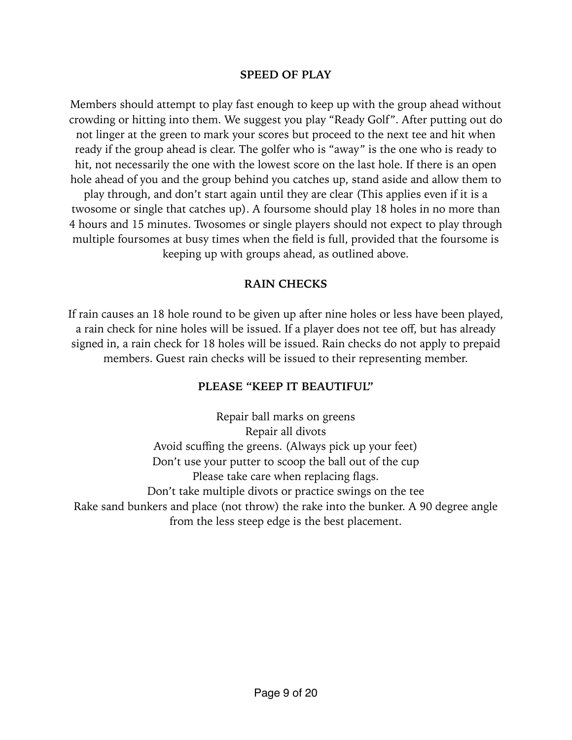## SPEED OF PLAY

Members should attempt to play fast enough to keep up with the group ahead without crowding or hitting into them. We suggest you play "Ready Golf". After putting out do not linger at the green to mark your scores but proceed to the next tee and hit when ready if the group ahead is clear. The golfer who is "away" is the one who is ready to hit, not necessarily the one with the lowest score on the last hole. If there is an open hole ahead of you and the group behind you catches up, stand aside and allow them to play through, and don't start again until they are clear (This applies even if it is a twosome or single that catches up). A foursome should play 18 holes in no more than 4 hours and 15 minutes. Twosomes or single players should not expect to play through multiple foursomes at busy times when the field is full, provided that the foursome is keeping up with groups ahead, as outlined above.

## RAIN CHECKS

If rain causes an 18 hole round to be given up after nine holes or less have been played, a rain check for nine holes will be issued. If a player does not tee off, but has already signed in, a rain check for 18 holes will be issued. Rain checks do not apply to prepaid members. Guest rain checks will be issued to their representing member.

## PLEASE "KEEP IT BEAUTIFUL"

Repair ball marks on greens
Repair all divots
Avoid scuffing the greens. (Always pick up your feet)
Don't use your putter to scoop the ball out of the cup
Please take care when replacing flags.
Don't take multiple divots or practice swings on the tee
Rake sand bunkers and place (not throw) the rake into the bunker. A 90 degree angle from the less steep edge is the best placement.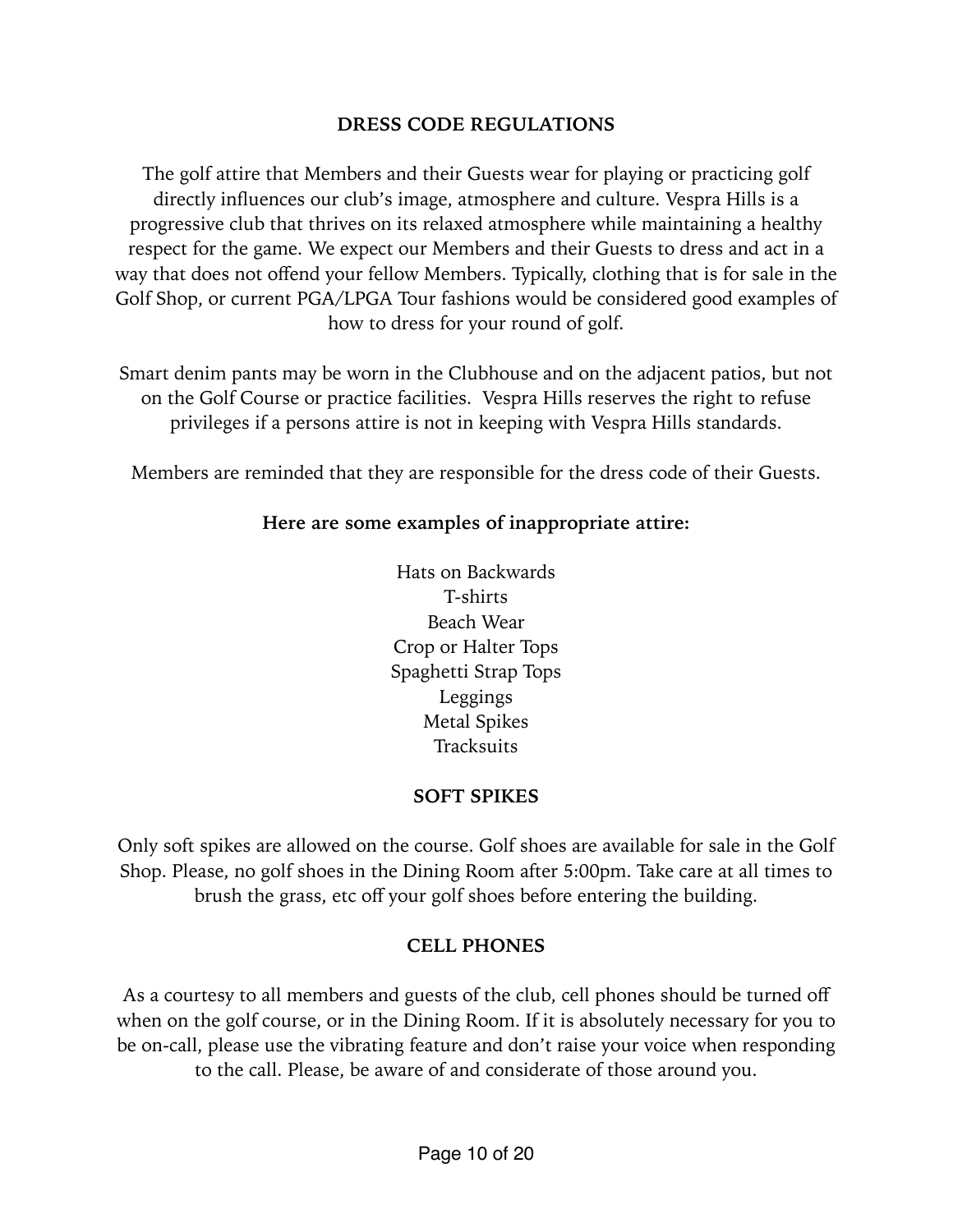## DRESS CODE REGULATIONS

The golf attire that Members and their Guests wear for playing or practicing golf directly influences our club's image, atmosphere and culture. Vespra Hills is a progressive club that thrives on its relaxed atmosphere while maintaining a healthy respect for the game. We expect our Members and their Guests to dress and act in a way that does not offend your fellow Members. Typically, clothing that is for sale in the Golf Shop, or current PGA/LPGA Tour fashions would be considered good examples of how to dress for your round of golf.

Smart denim pants may be worn in the Clubhouse and on the adjacent patios, but not on the Golf Course or practice facilities. Vespra Hills reserves the right to refuse privileges if a persons attire is not in keeping with Vespra Hills standards.

Members are reminded that they are responsible for the dress code of their Guests.

**Here are some examples of inappropriate attire:**

- Hats on Backwards
- T-shirts
- Beach Wear
- Crop or Halter Tops
- Spaghetti Strap Tops
- Leggings
- Metal Spikes
- Tracksuits

## SOFT SPIKES

Only soft spikes are allowed on the course. Golf shoes are available for sale in the Golf Shop. Please, no golf shoes in the Dining Room after 5:00pm. Take care at all times to brush the grass, etc off your golf shoes before entering the building.

## CELL PHONES

As a courtesy to all members and guests of the club, cell phones should be turned off when on the golf course, or in the Dining Room. If it is absolutely necessary for you to be on-call, please use the vibrating feature and don't raise your voice when responding to the call. Please, be aware of and considerate of those around you.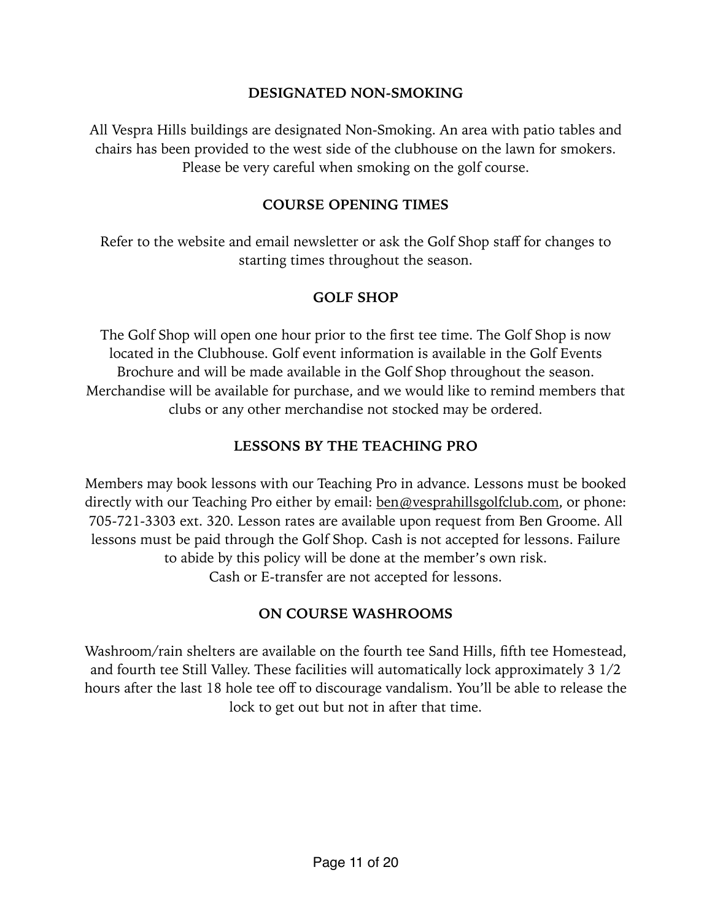## DESIGNATED NON-SMOKING

All Vespra Hills buildings are designated Non-Smoking. An area with patio tables and chairs has been provided to the west side of the clubhouse on the lawn for smokers. Please be very careful when smoking on the golf course.

## COURSE OPENING TIMES

Refer to the website and email newsletter or ask the Golf Shop staff for changes to starting times throughout the season.

## GOLF SHOP

The Golf Shop will open one hour prior to the first tee time. The Golf Shop is now located in the Clubhouse. Golf event information is available in the Golf Events Brochure and will be made available in the Golf Shop throughout the season. Merchandise will be available for purchase, and we would like to remind members that clubs or any other merchandise not stocked may be ordered.

## LESSONS BY THE TEACHING PRO

Members may book lessons with our Teaching Pro in advance. Lessons must be booked directly with our Teaching Pro either by email: ben@vesprahillsgolfclub.com, or phone: 705-721-3303 ext. 320. Lesson rates are available upon request from Ben Groome. All lessons must be paid through the Golf Shop. Cash is not accepted for lessons. Failure to abide by this policy will be done at the member's own risk.
Cash or E-transfer are not accepted for lessons.

## ON COURSE WASHROOMS

Washroom/rain shelters are available on the fourth tee Sand Hills, fifth tee Homestead, and fourth tee Still Valley. These facilities will automatically lock approximately 3 1/2 hours after the last 18 hole tee off to discourage vandalism. You'll be able to release the lock to get out but not in after that time.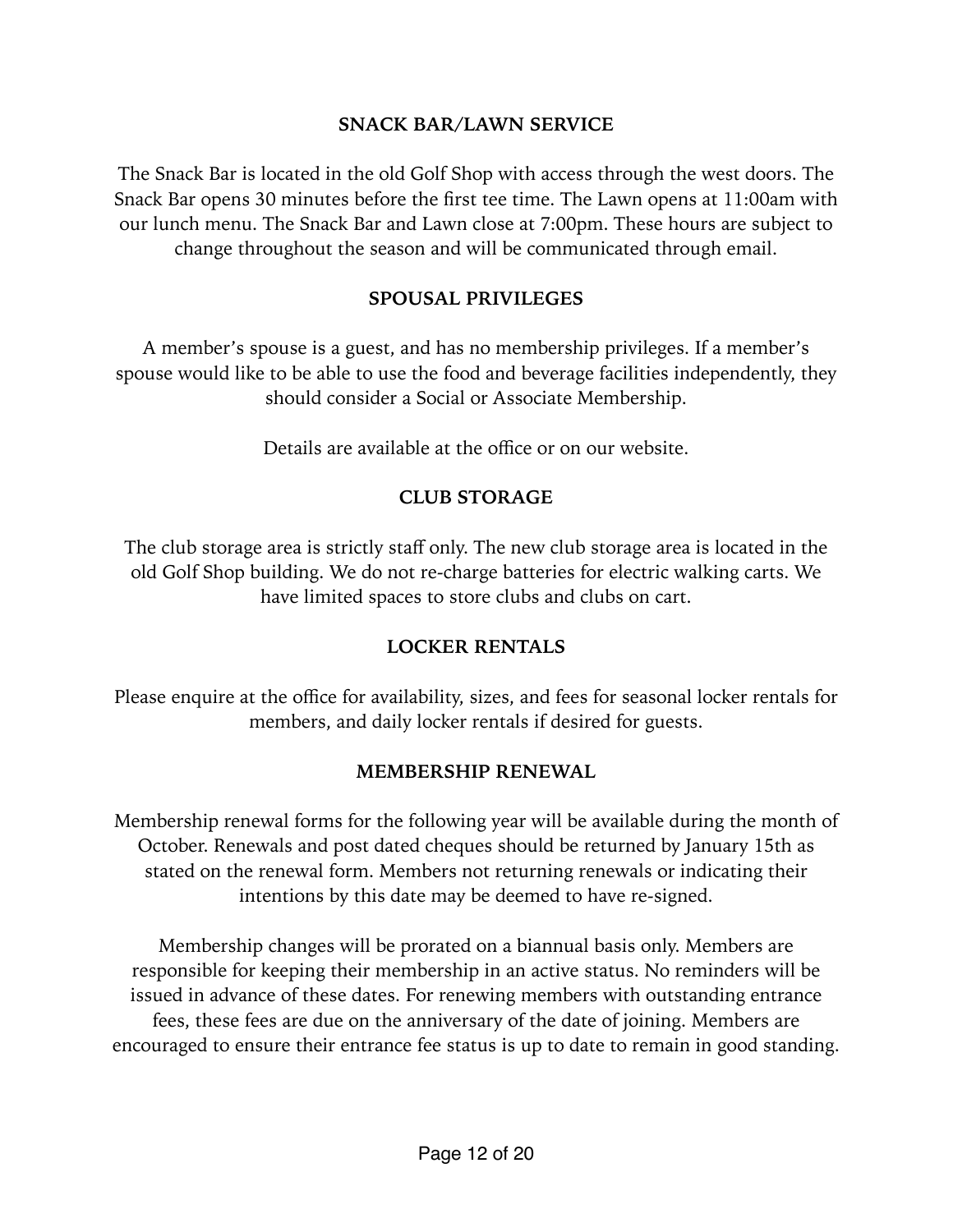## SNACK BAR/LAWN SERVICE

The Snack Bar is located in the old Golf Shop with access through the west doors. The Snack Bar opens 30 minutes before the first tee time. The Lawn opens at 11:00am with our lunch menu. The Snack Bar and Lawn close at 7:00pm. These hours are subject to change throughout the season and will be communicated through email.

## SPOUSAL PRIVILEGES

A member's spouse is a guest, and has no membership privileges. If a member's spouse would like to be able to use the food and beverage facilities independently, they should consider a Social or Associate Membership.

Details are available at the office or on our website.

## CLUB STORAGE

The club storage area is strictly staff only. The new club storage area is located in the old Golf Shop building. We do not re-charge batteries for electric walking carts. We have limited spaces to store clubs and clubs on cart.

## LOCKER RENTALS

Please enquire at the office for availability, sizes, and fees for seasonal locker rentals for members, and daily locker rentals if desired for guests.

## MEMBERSHIP RENEWAL

Membership renewal forms for the following year will be available during the month of October. Renewals and post dated cheques should be returned by January 15th as stated on the renewal form. Members not returning renewals or indicating their intentions by this date may be deemed to have re-signed.

Membership changes will be prorated on a biannual basis only. Members are responsible for keeping their membership in an active status. No reminders will be issued in advance of these dates. For renewing members with outstanding entrance fees, these fees are due on the anniversary of the date of joining. Members are encouraged to ensure their entrance fee status is up to date to remain in good standing.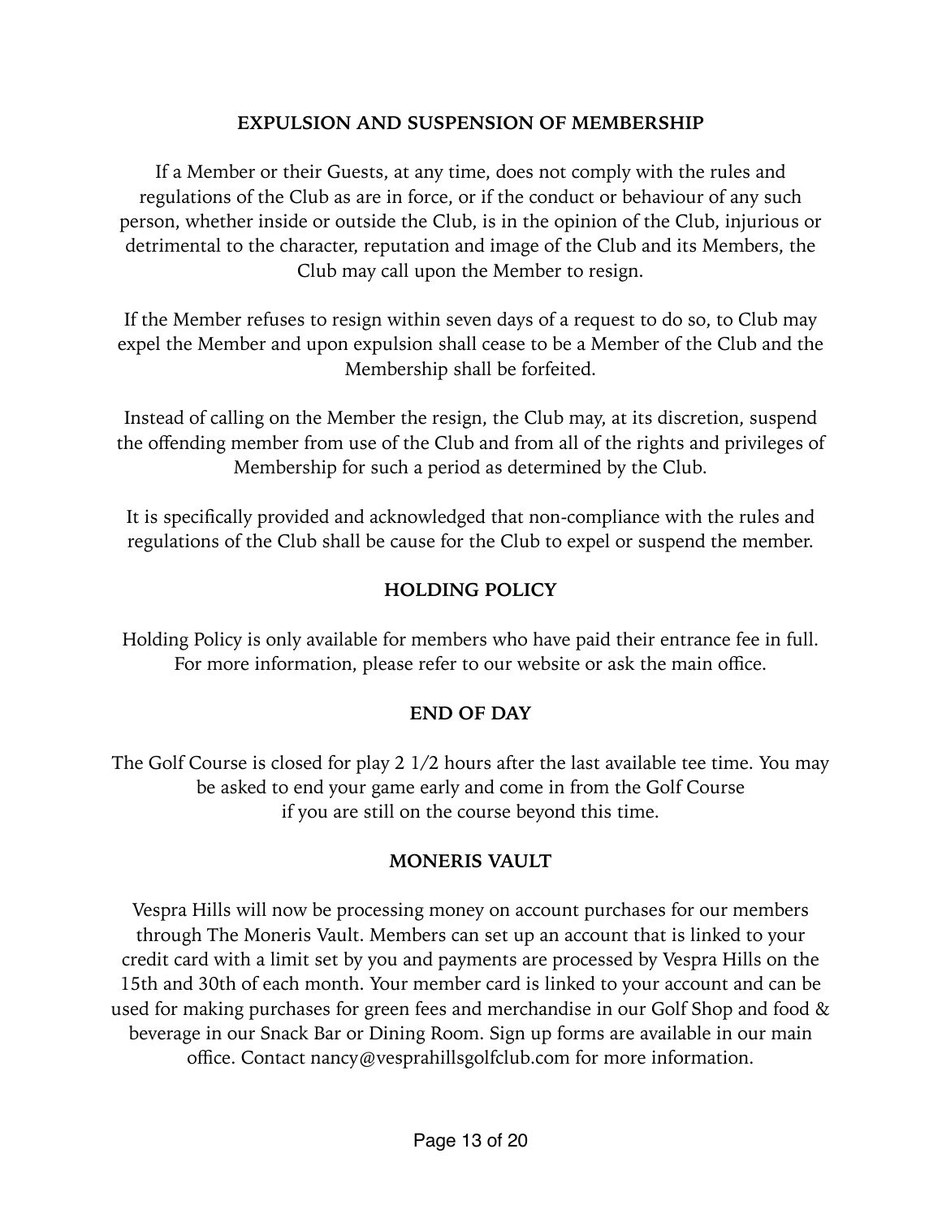## EXPULSION AND SUSPENSION OF MEMBERSHIP

If a Member or their Guests, at any time, does not comply with the rules and regulations of the Club as are in force, or if the conduct or behaviour of any such person, whether inside or outside the Club, is in the opinion of the Club, injurious or detrimental to the character, reputation and image of the Club and its Members, the Club may call upon the Member to resign.

If the Member refuses to resign within seven days of a request to do so, to Club may expel the Member and upon expulsion shall cease to be a Member of the Club and the Membership shall be forfeited.

Instead of calling on the Member the resign, the Club may, at its discretion, suspend the offending member from use of the Club and from all of the rights and privileges of Membership for such a period as determined by the Club.

It is specifically provided and acknowledged that non-compliance with the rules and regulations of the Club shall be cause for the Club to expel or suspend the member.

## HOLDING POLICY

Holding Policy is only available for members who have paid their entrance fee in full. For more information, please refer to our website or ask the main office.

## END OF DAY

The Golf Course is closed for play 2 1/2 hours after the last available tee time. You may be asked to end your game early and come in from the Golf Course if you are still on the course beyond this time.

## MONERIS VAULT

Vespra Hills will now be processing money on account purchases for our members through The Moneris Vault. Members can set up an account that is linked to your credit card with a limit set by you and payments are processed by Vespra Hills on the 15th and 30th of each month. Your member card is linked to your account and can be used for making purchases for green fees and merchandise in our Golf Shop and food & beverage in our Snack Bar or Dining Room. Sign up forms are available in our main office. Contact nancy@vesprahillsgolfclub.com for more information.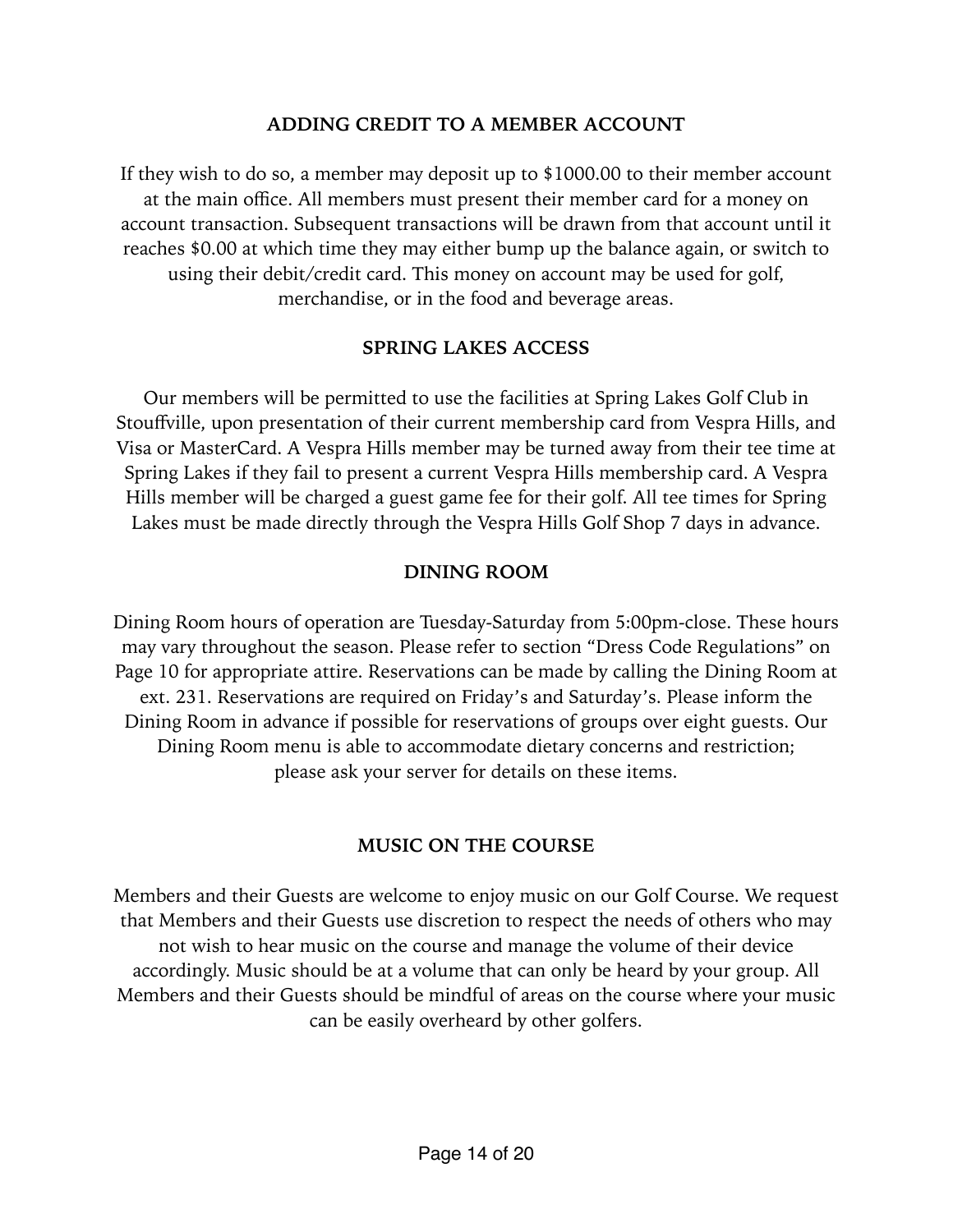## ADDING CREDIT TO A MEMBER ACCOUNT

If they wish to do so, a member may deposit up to $1000.00 to their member account at the main office. All members must present their member card for a money on account transaction. Subsequent transactions will be drawn from that account until it reaches $0.00 at which time they may either bump up the balance again, or switch to using their debit/credit card. This money on account may be used for golf, merchandise, or in the food and beverage areas.

## SPRING LAKES ACCESS

Our members will be permitted to use the facilities at Spring Lakes Golf Club in Stouffville, upon presentation of their current membership card from Vespra Hills, and Visa or MasterCard. A Vespra Hills member may be turned away from their tee time at Spring Lakes if they fail to present a current Vespra Hills membership card. A Vespra Hills member will be charged a guest game fee for their golf. All tee times for Spring Lakes must be made directly through the Vespra Hills Golf Shop 7 days in advance.

## DINING ROOM

Dining Room hours of operation are Tuesday-Saturday from 5:00pm-close. These hours may vary throughout the season. Please refer to section "Dress Code Regulations" on Page 10 for appropriate attire. Reservations can be made by calling the Dining Room at ext. 231. Reservations are required on Friday's and Saturday's. Please inform the Dining Room in advance if possible for reservations of groups over eight guests. Our Dining Room menu is able to accommodate dietary concerns and restriction; please ask your server for details on these items.

## MUSIC ON THE COURSE

Members and their Guests are welcome to enjoy music on our Golf Course. We request that Members and their Guests use discretion to respect the needs of others who may not wish to hear music on the course and manage the volume of their device accordingly. Music should be at a volume that can only be heard by your group. All Members and their Guests should be mindful of areas on the course where your music can be easily overheard by other golfers.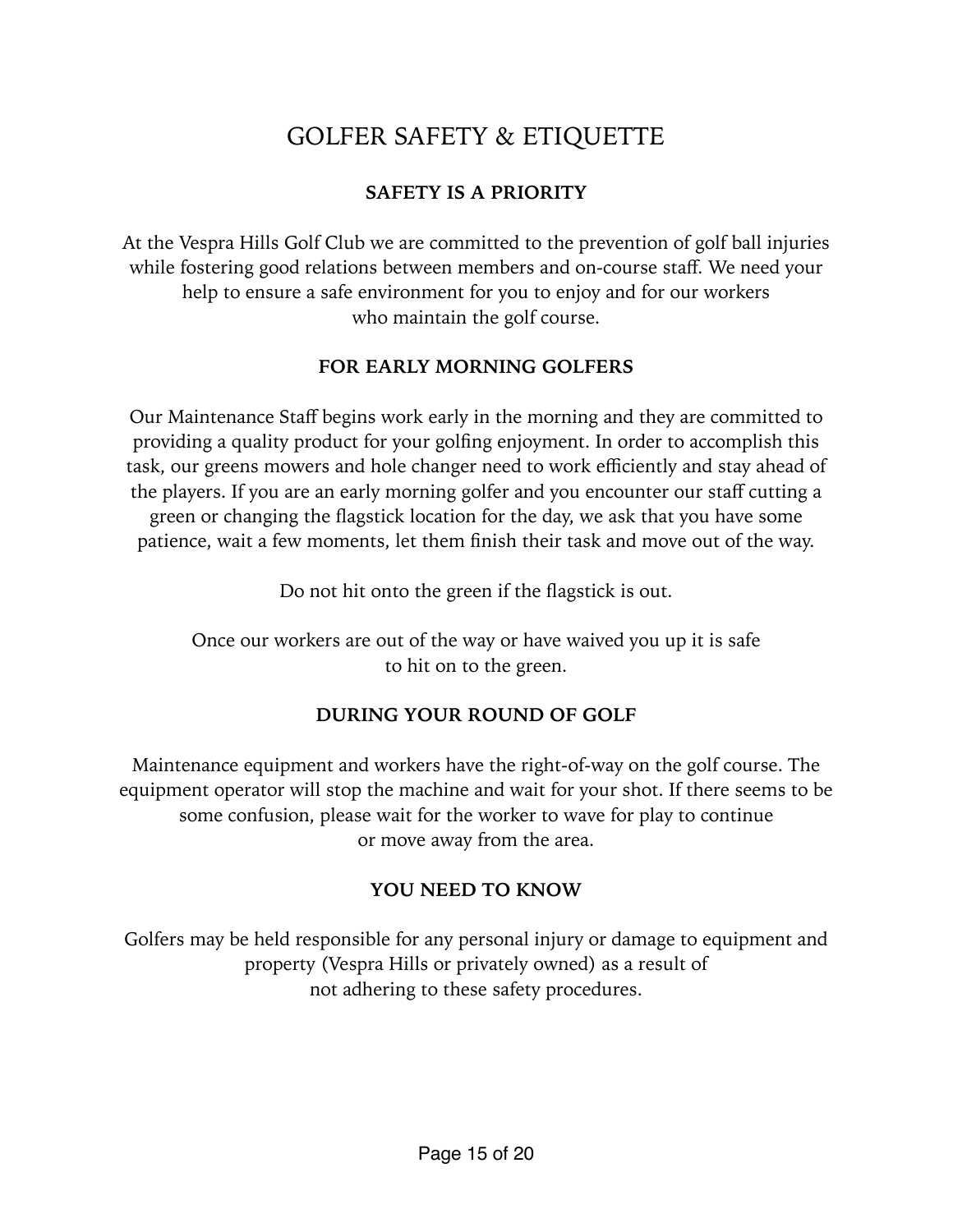# GOLFER SAFETY & ETIQUETTE

## SAFETY IS A PRIORITY

At the Vespra Hills Golf Club we are committed to the prevention of golf ball injuries while fostering good relations between members and on-course staff. We need your help to ensure a safe environment for you to enjoy and for our workers who maintain the golf course.

## FOR EARLY MORNING GOLFERS

Our Maintenance Staff begins work early in the morning and they are committed to providing a quality product for your golfing enjoyment. In order to accomplish this task, our greens mowers and hole changer need to work efficiently and stay ahead of the players. If you are an early morning golfer and you encounter our staff cutting a green or changing the flagstick location for the day, we ask that you have some patience, wait a few moments, let them finish their task and move out of the way.

Do not hit onto the green if the flagstick is out.

Once our workers are out of the way or have waived you up it is safe to hit on to the green.

## DURING YOUR ROUND OF GOLF

Maintenance equipment and workers have the right-of-way on the golf course. The equipment operator will stop the machine and wait for your shot. If there seems to be some confusion, please wait for the worker to wave for play to continue or move away from the area.

## YOU NEED TO KNOW

Golfers may be held responsible for any personal injury or damage to equipment and property (Vespra Hills or privately owned) as a result of not adhering to these safety procedures.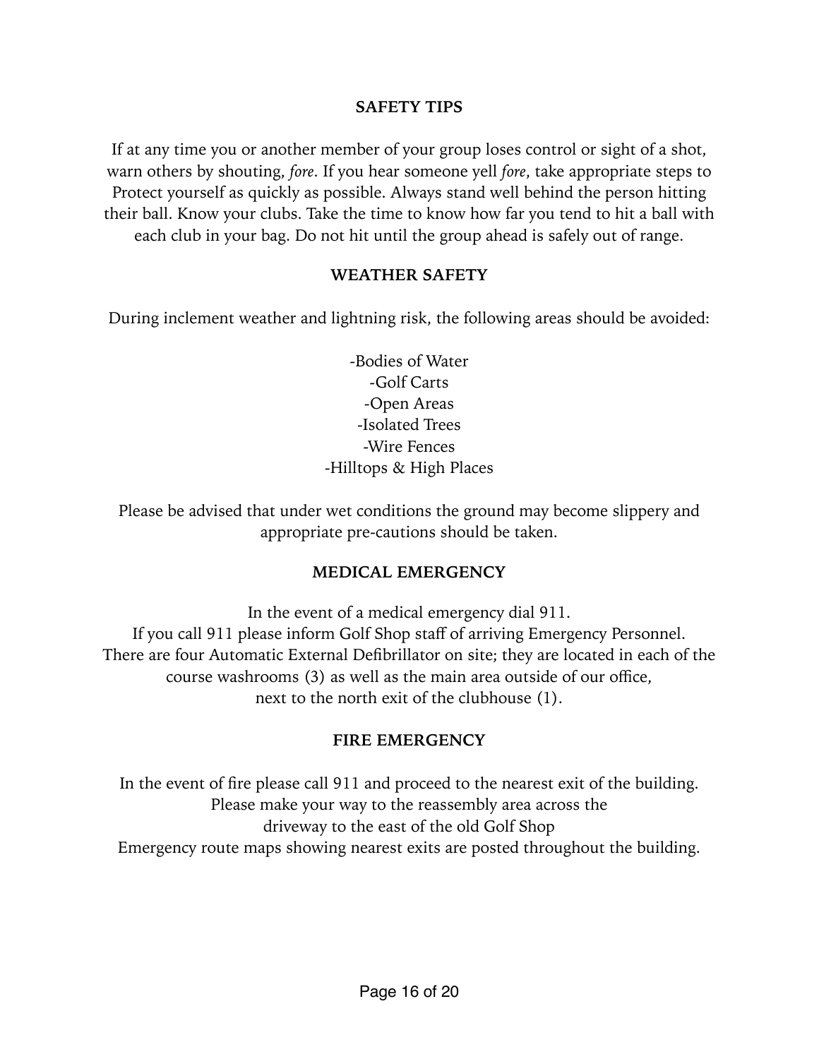## SAFETY TIPS

If at any time you or another member of your group loses control or sight of a shot, warn others by shouting, *fore*. If you hear someone yell *fore*, take appropriate steps to Protect yourself as quickly as possible. Always stand well behind the person hitting their ball. Know your clubs. Take the time to know how far you tend to hit a ball with each club in your bag. Do not hit until the group ahead is safely out of range.

## WEATHER SAFETY

During inclement weather and lightning risk, the following areas should be avoided:

-Bodies of Water
-Golf Carts
-Open Areas
-Isolated Trees
-Wire Fences
-Hilltops & High Places

Please be advised that under wet conditions the ground may become slippery and appropriate pre-cautions should be taken.

## MEDICAL EMERGENCY

In the event of a medical emergency dial 911.
If you call 911 please inform Golf Shop staff of arriving Emergency Personnel.
There are four Automatic External Defibrillator on site; they are located in each of the course washrooms (3) as well as the main area outside of our office, next to the north exit of the clubhouse (1).

## FIRE EMERGENCY

In the event of fire please call 911 and proceed to the nearest exit of the building.
Please make your way to the reassembly area across the driveway to the east of the old Golf Shop
Emergency route maps showing nearest exits are posted throughout the building.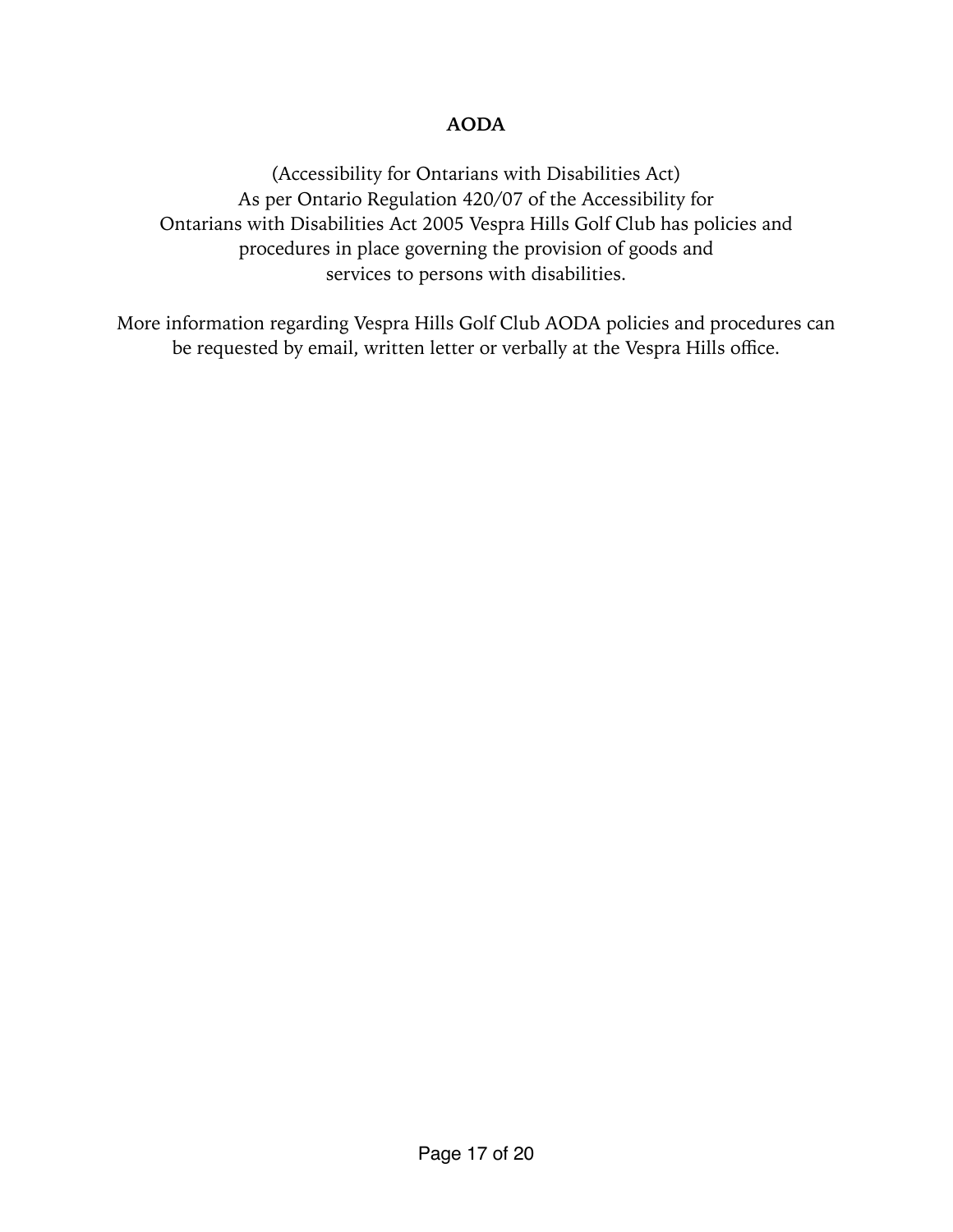## AODA

(Accessibility for Ontarians with Disabilities Act)
As per Ontario Regulation 420/07 of the Accessibility for Ontarians with Disabilities Act 2005 Vespra Hills Golf Club has policies and procedures in place governing the provision of goods and services to persons with disabilities.

More information regarding Vespra Hills Golf Club AODA policies and procedures can be requested by email, written letter or verbally at the Vespra Hills office.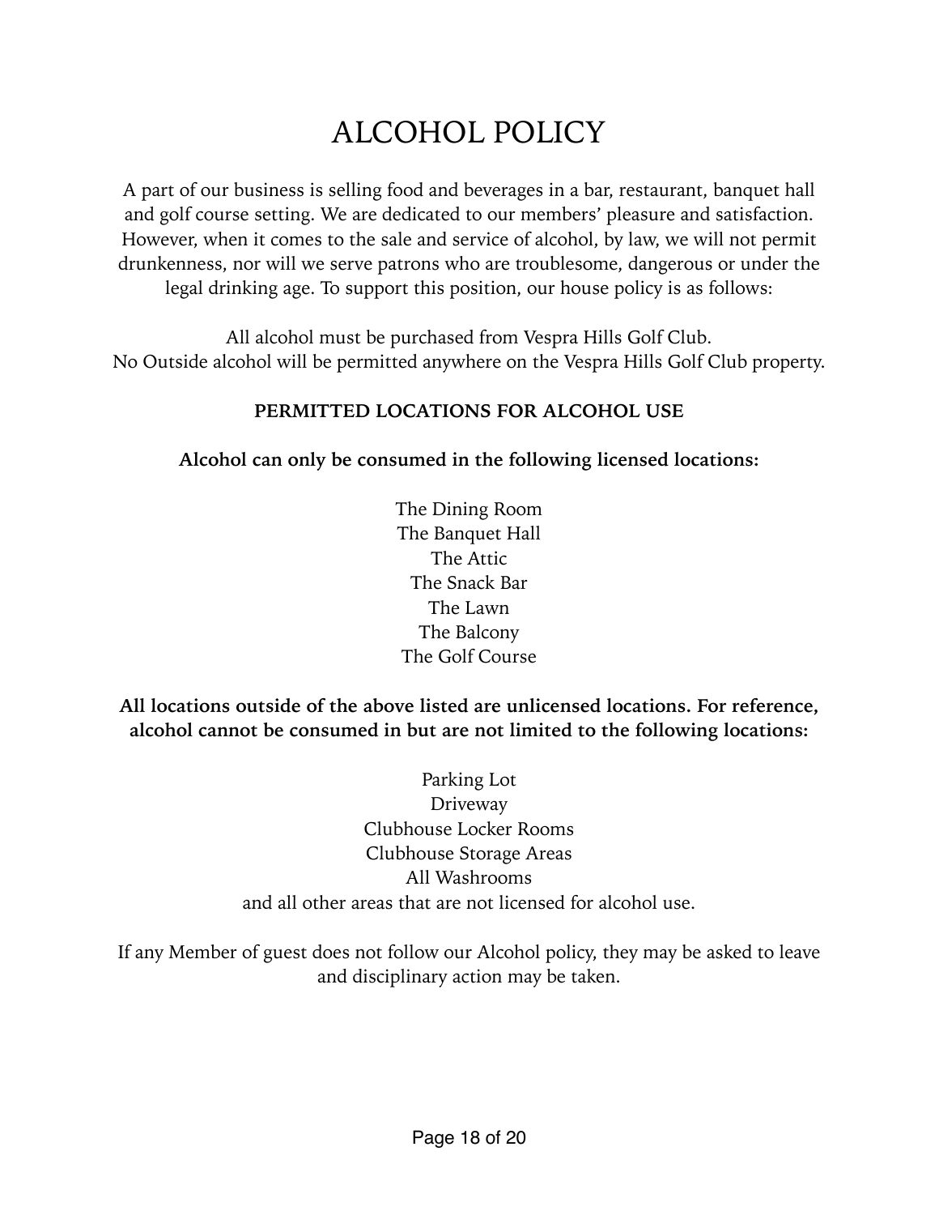# ALCOHOL POLICY

A part of our business is selling food and beverages in a bar, restaurant, banquet hall and golf course setting. We are dedicated to our members' pleasure and satisfaction. However, when it comes to the sale and service of alcohol, by law, we will not permit drunkenness, nor will we serve patrons who are troublesome, dangerous or under the legal drinking age. To support this position, our house policy is as follows:

All alcohol must be purchased from Vespra Hills Golf Club.
No Outside alcohol will be permitted anywhere on the Vespra Hills Golf Club property.

**PERMITTED LOCATIONS FOR ALCOHOL USE**

**Alcohol can only be consumed in the following licensed locations:**

The Dining Room
The Banquet Hall
The Attic
The Snack Bar
The Lawn
The Balcony
The Golf Course

**All locations outside of the above listed are unlicensed locations. For reference, alcohol cannot be consumed in but are not limited to the following locations:**

Parking Lot
Driveway
Clubhouse Locker Rooms
Clubhouse Storage Areas
All Washrooms
and all other areas that are not licensed for alcohol use.

If any Member of guest does not follow our Alcohol policy, they may be asked to leave and disciplinary action may be taken.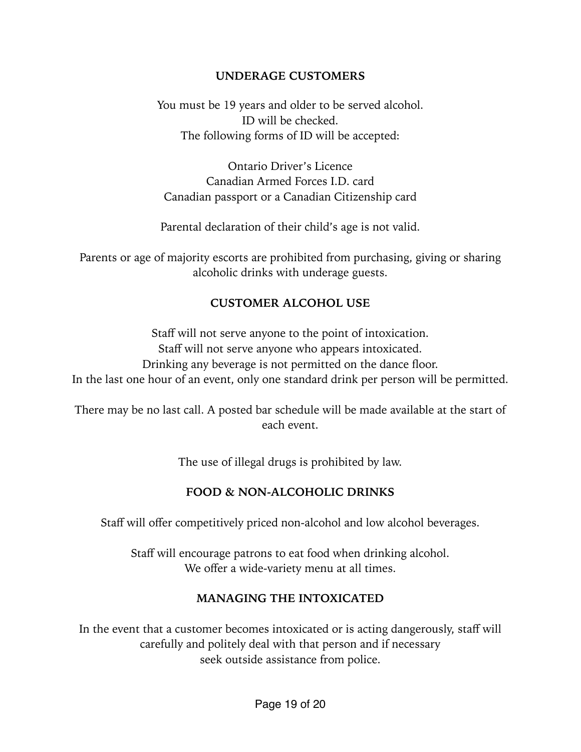## UNDERAGE CUSTOMERS

You must be 19 years and older to be served alcohol.
ID will be checked.
The following forms of ID will be accepted:

Ontario Driver's Licence
Canadian Armed Forces I.D. card
Canadian passport or a Canadian Citizenship card

Parental declaration of their child's age is not valid.

Parents or age of majority escorts are prohibited from purchasing, giving or sharing alcoholic drinks with underage guests.

## CUSTOMER ALCOHOL USE

Staff will not serve anyone to the point of intoxication.
Staff will not serve anyone who appears intoxicated.
Drinking any beverage is not permitted on the dance floor.
In the last one hour of an event, only one standard drink per person will be permitted.

There may be no last call. A posted bar schedule will be made available at the start of each event.

The use of illegal drugs is prohibited by law.

## FOOD & NON-ALCOHOLIC DRINKS

Staff will offer competitively priced non-alcohol and low alcohol beverages.

Staff will encourage patrons to eat food when drinking alcohol.
We offer a wide-variety menu at all times.

## MANAGING THE INTOXICATED

In the event that a customer becomes intoxicated or is acting dangerously, staff will carefully and politely deal with that person and if necessary seek outside assistance from police.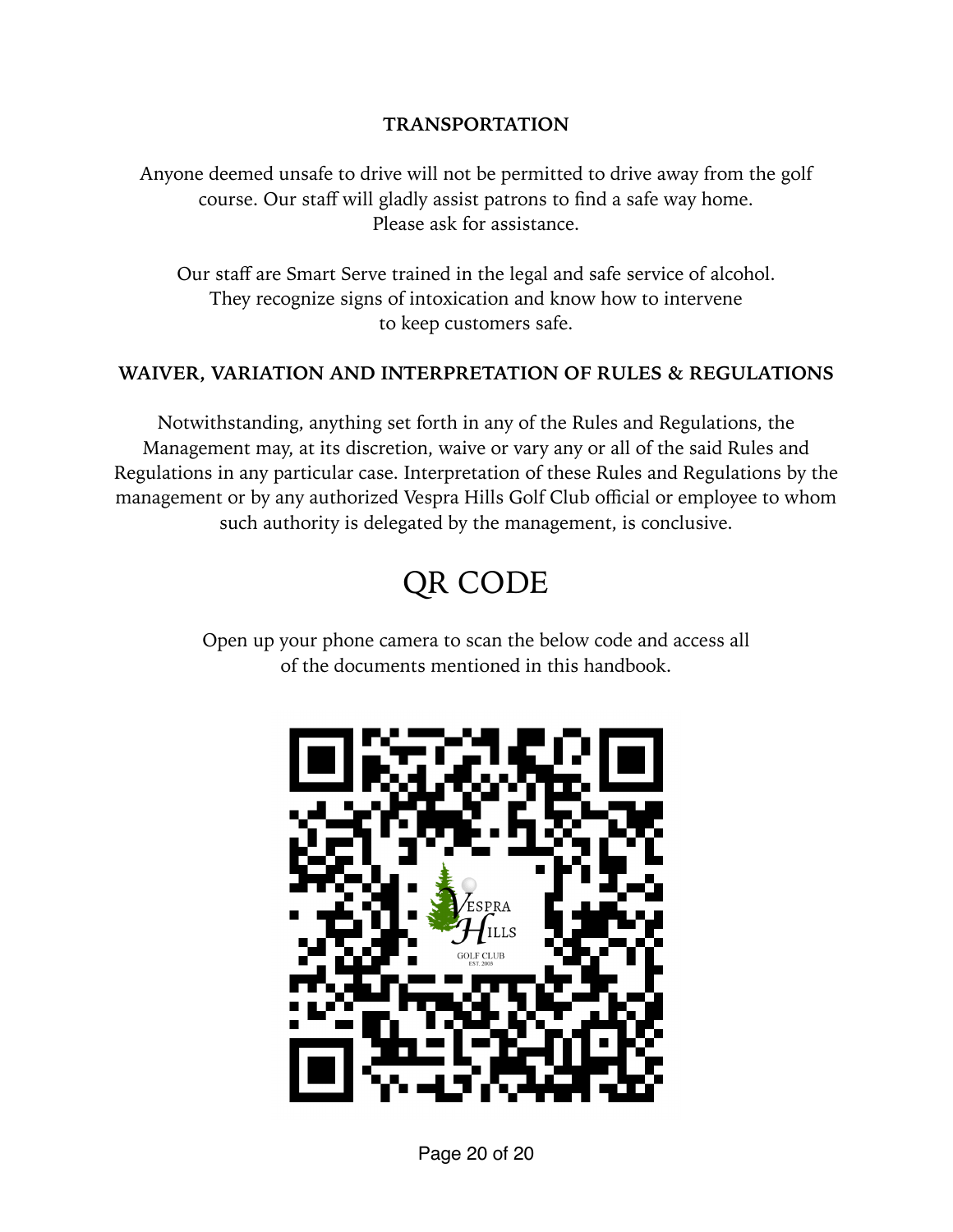## TRANSPORTATION

Anyone deemed unsafe to drive will not be permitted to drive away from the golf course. Our staff will gladly assist patrons to find a safe way home. Please ask for assistance.

Our staff are Smart Serve trained in the legal and safe service of alcohol. They recognize signs of intoxication and know how to intervene to keep customers safe.

## WAIVER, VARIATION AND INTERPRETATION OF RULES & REGULATIONS

Notwithstanding, anything set forth in any of the Rules and Regulations, the Management may, at its discretion, waive or vary any or all of the said Rules and Regulations in any particular case. Interpretation of these Rules and Regulations by the management or by any authorized Vespra Hills Golf Club official or employee to whom such authority is delegated by the management, is conclusive.

# QR CODE

Open up your phone camera to scan the below code and access all of the documents mentioned in this handbook.